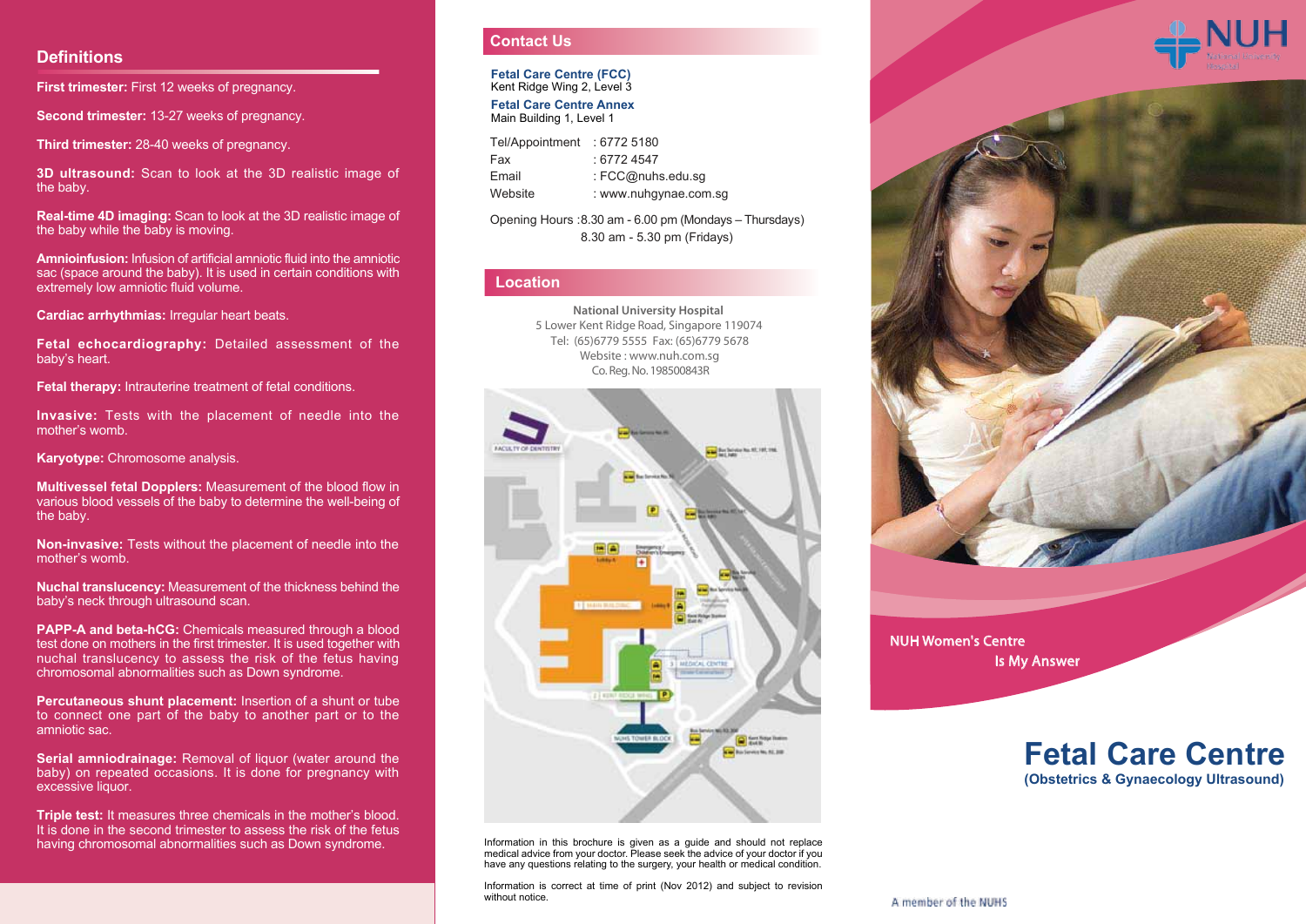## Definitions

**First trimester:** First 12 weeks of pregnancy.

**Second trimester:** 13-27 weeks of pregnancy.

**Third trimester:** 28-40 weeks of pregnancy.

**3D ultrasound:** Scan to look at the 3D realistic image of the baby.

**Real-time 4D imaging:** Scan to look at the 3D realistic image of the baby while the baby is moving.

**Amnioinfusion:** Infusion of artificial amniotic fluid into the amniotic sac (space around the baby). It is used in certain conditions with extremely low amniotic fluid volume.

**Cardiac arrhythmias:** Irregular heart beats.

**Fetal echocardiography:** Detailed assessment of the baby's heart.

**Fetal therapy:** Intrauterine treatment of fetal conditions.

**Invasive:** Tests with the placement of needle into the mother's womb.

**Karyotype:** Chromosome analysis.

**Multivessel fetal Dopplers:** Measurement of the blood flow in various blood vessels of the baby to determine the well-being of the baby.

**Non-invasive:** Tests without the placement of needle into the mother's womb.

**Nuchal translucency:** Measurement of the thickness behind the baby's neck through ultrasound scan.

**PAPP-A and beta-hCG:** Chemicals measured through a blood test done on mothers in the first trimester. It is used together with nuchal translucency to assess the risk of the fetus having chromosomal abnormalities such as Down syndrome.

**Percutaneous shunt placement:** Insertion of a shunt or tube to connect one part of the baby to another part or to the amniotic sac.

**Serial amniodrainage:** Removal of liquor (water around the baby) on repeated occasions. It is done for pregnancy with excessive liquor.

**Triple test:** It measures three chemicals in the mother's blood. It is done in the second trimester to assess the risk of the fetus having chromosomal abnormalities such as Down syndrome.

## Contact Us

**Fetal Care Centre (FCC)**
Kent Ridge Wing 2, Level 3

**Fetal Care Centre Annex**
Main Building 1, Level 1

Tel/Appointment : 6772 5180
Fax : 6772 4547
Email : FCC@nuhs.edu.sg
Website : www.nuhgynae.com.sg

Opening Hours : 8.30 am - 6.00 pm (Mondays – Thursdays)
8.30 am - 5.30 pm (Fridays)

## Location

National University Hospital
5 Lower Kent Ridge Road, Singapore 119074
Tel: (65)6779 5555 Fax: (65)6779 5678
Website : www.nuh.com.sg
Co. Reg. No. 198500843R

Information in this brochure is given as a guide and should not replace medical advice from your doctor. Please seek the advice of your doctor if you have any questions relating to the surgery, your health or medical condition.

Information is correct at time of print (Nov 2012) and subject to revision without notice.

NUH National University Hospital

NUH Women's Centre
Is My Answer

# Fetal Care Centre

**(Obstetrics & Gynaecology Ultrasound)**

A member of the NUHS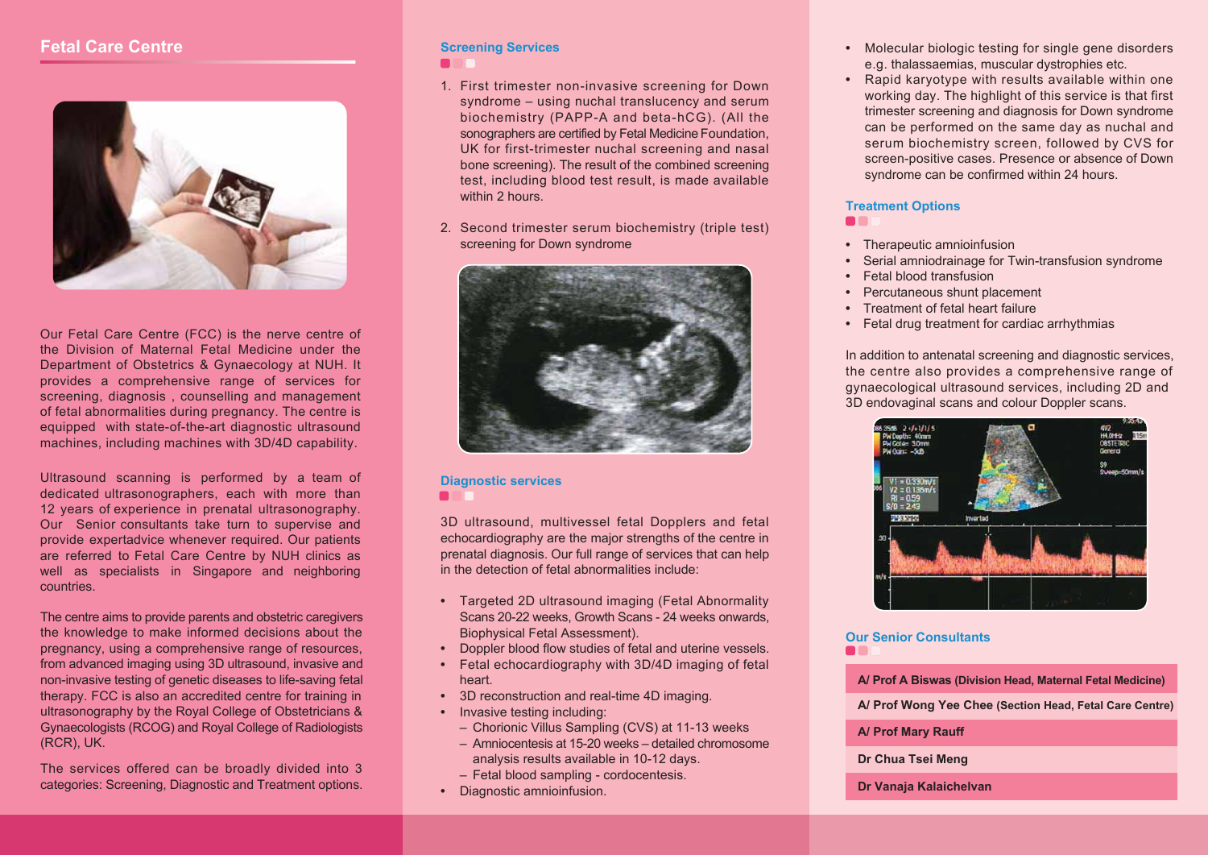## Fetal Care Centre

Our Fetal Care Centre (FCC) is the nerve centre of the Division of Maternal Fetal Medicine under the Department of Obstetrics & Gynaecology at NUH. It provides a comprehensive range of services for screening, diagnosis , counselling and management of fetal abnormalities during pregnancy. The centre is equipped with state-of-the-art diagnostic ultrasound machines, including machines with 3D/4D capability.

Ultrasound scanning is performed by a team of dedicated ultrasonographers, each with more than 12 years of experience in prenatal ultrasonography. Our Senior consultants take turn to supervise and provide expertadvice whenever required. Our patients are referred to Fetal Care Centre by NUH clinics as well as specialists in Singapore and neighboring countries.

The centre aims to provide parents and obstetric caregivers the knowledge to make informed decisions about the pregnancy, using a comprehensive range of resources, from advanced imaging using 3D ultrasound, invasive and non-invasive testing of genetic diseases to life-saving fetal therapy. FCC is also an accredited centre for training in ultrasonography by the Royal College of Obstetricians & Gynaecologists (RCOG) and Royal College of Radiologists (RCR), UK.

The services offered can be broadly divided into 3 categories: Screening, Diagnostic and Treatment options.

### Screening Services

1. First trimester non-invasive screening for Down syndrome – using nuchal translucency and serum biochemistry (PAPP-A and beta-hCG). (All the sonographers are certified by Fetal Medicine Foundation, UK for first-trimester nuchal screening and nasal bone screening). The result of the combined screening test, including blood test result, is made available within 2 hours.
2. Second trimester serum biochemistry (triple test) screening for Down syndrome

### Diagnostic services

3D ultrasound, multivessel fetal Dopplers and fetal echocardiography are the major strengths of the centre in prenatal diagnosis. Our full range of services that can help in the detection of fetal abnormalities include:

- Targeted 2D ultrasound imaging (Fetal Abnormality Scans 20-22 weeks, Growth Scans - 24 weeks onwards, Biophysical Fetal Assessment).
- Doppler blood flow studies of fetal and uterine vessels.
- Fetal echocardiography with 3D/4D imaging of fetal heart.
- 3D reconstruction and real-time 4D imaging.
- Invasive testing including:
  - Chorionic Villus Sampling (CVS) at 11-13 weeks
  - Amniocentesis at 15-20 weeks – detailed chromosome analysis results available in 10-12 days.
  - Fetal blood sampling - cordocentesis.
- Diagnostic amnioinfusion.
- Molecular biologic testing for single gene disorders e.g. thalassaemias, muscular dystrophies etc.
- Rapid karyotype with results available within one working day. The highlight of this service is that first trimester screening and diagnosis for Down syndrome can be performed on the same day as nuchal and serum biochemistry screen, followed by CVS for screen-positive cases. Presence or absence of Down syndrome can be confirmed within 24 hours.

### Treatment Options

- Therapeutic amnioinfusion
- Serial amniodrainage for Twin-transfusion syndrome
- Fetal blood transfusion
- Percutaneous shunt placement
- Treatment of fetal heart failure
- Fetal drug treatment for cardiac arrhythmias

In addition to antenatal screening and diagnostic services, the centre also provides a comprehensive range of gynaecological ultrasound services, including 2D and 3D endovaginal scans and colour Doppler scans.

### Our Senior Consultants

- **A/ Prof A Biswas (Division Head, Maternal Fetal Medicine)**
- **A/ Prof Wong Yee Chee (Section Head, Fetal Care Centre)**
- **A/ Prof Mary Rauff**
- **Dr Chua Tsei Meng**
- **Dr Vanaja Kalaichelvan**